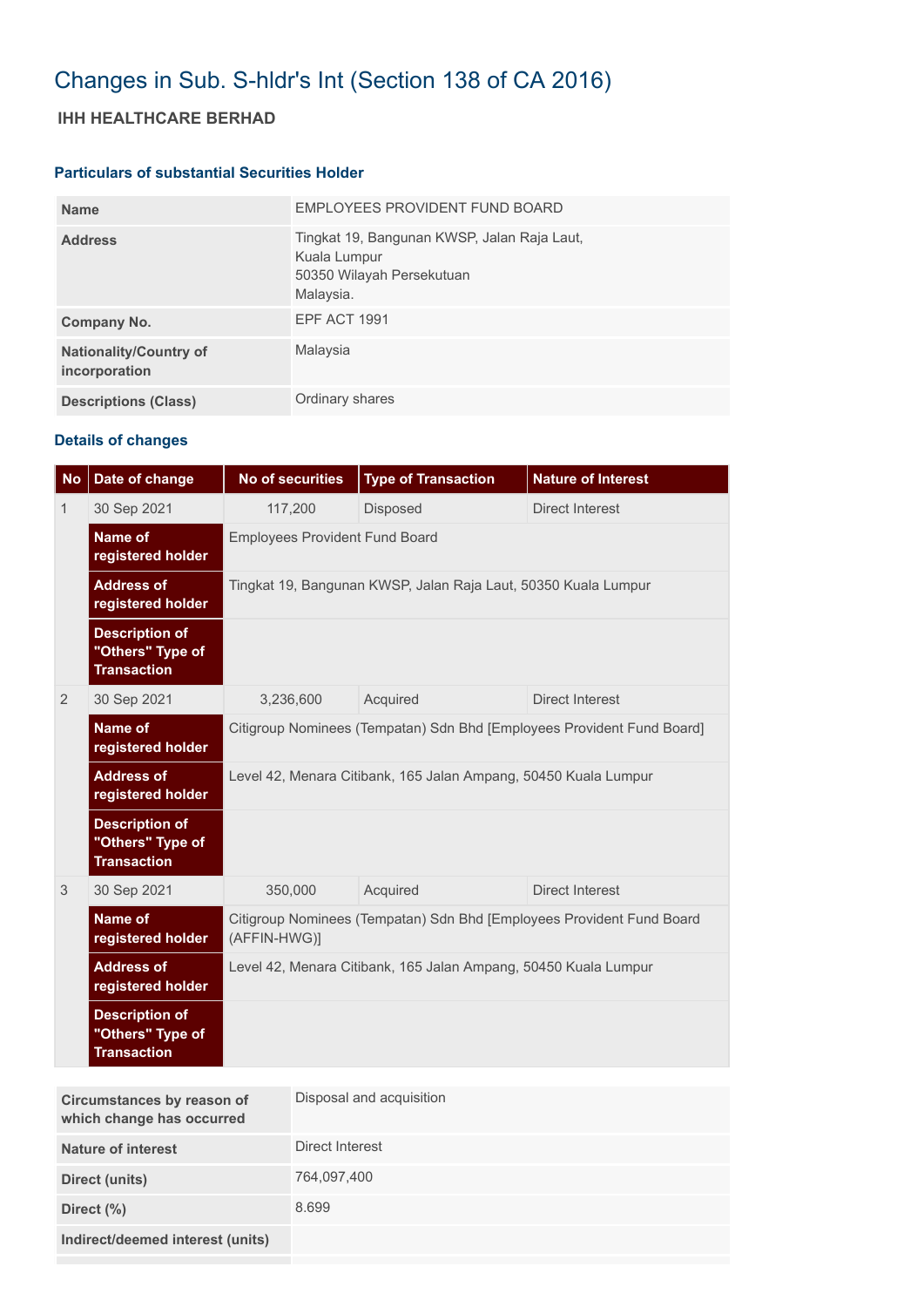# Changes in Sub. S-hldr's Int (Section 138 of CA 2016)

## IHH HEALTHCARE BERHAD

### Particulars of substantial Securities Holder

| | |
|---|---|
| **Name** | EMPLOYEES PROVIDENT FUND BOARD |
| **Address** | Tingkat 19, Bangunan KWSP, Jalan Raja Laut,<br>Kuala Lumpur<br>50350 Wilayah Persekutuan<br>Malaysia. |
| **Company No.** | EPF ACT 1991 |
| **Nationality/Country of incorporation** | Malaysia |
| **Descriptions (Class)** | Ordinary shares |

### Details of changes

| No | Date of change | No of securities | Type of Transaction | Nature of Interest |
|---|---|---|---|---|
| 1 | 30 Sep 2021 | 117,200 | Disposed | Direct Interest |
| | **Name of registered holder** | Employees Provident Fund Board | | |
| | **Address of registered holder** | Tingkat 19, Bangunan KWSP, Jalan Raja Laut, 50350 Kuala Lumpur | | |
| | **Description of "Others" Type of Transaction** | | | |
| 2 | 30 Sep 2021 | 3,236,600 | Acquired | Direct Interest |
| | **Name of registered holder** | Citigroup Nominees (Tempatan) Sdn Bhd [Employees Provident Fund Board] | | |
| | **Address of registered holder** | Level 42, Menara Citibank, 165 Jalan Ampang, 50450 Kuala Lumpur | | |
| | **Description of "Others" Type of Transaction** | | | |
| 3 | 30 Sep 2021 | 350,000 | Acquired | Direct Interest |
| | **Name of registered holder** | Citigroup Nominees (Tempatan) Sdn Bhd [Employees Provident Fund Board (AFFIN-HWG)] | | |
| | **Address of registered holder** | Level 42, Menara Citibank, 165 Jalan Ampang, 50450 Kuala Lumpur | | |
| | **Description of "Others" Type of Transaction** | | | |

| | |
|---|---|
| **Circumstances by reason of which change has occurred** | Disposal and acquisition |
| **Nature of interest** | Direct Interest |
| **Direct (units)** | 764,097,400 |
| **Direct (%)** | 8.699 |
| **Indirect/deemed interest (units)** | |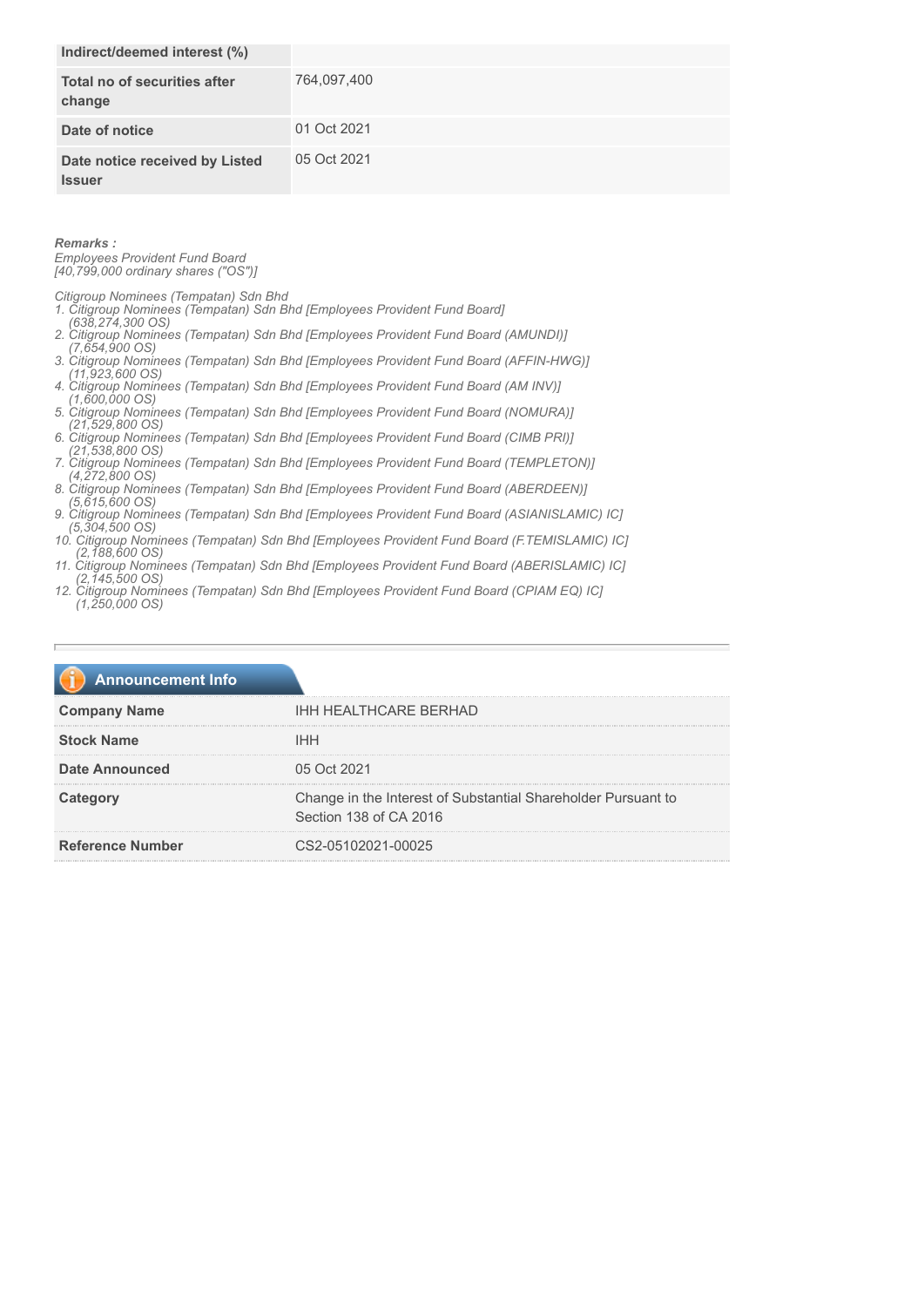| | |
|---|---|
| Indirect/deemed interest (%) | |
| Total no of securities after change | 764,097,400 |
| Date of notice | 01 Oct 2021 |
| Date notice received by Listed Issuer | 05 Oct 2021 |

***Remarks :***

*Employees Provident Fund Board*
*[40,799,000 ordinary shares ("OS")]*

*Citigroup Nominees (Tempatan) Sdn Bhd*
1. *Citigroup Nominees (Tempatan) Sdn Bhd [Employees Provident Fund Board] (638,274,300 OS)*
2. *Citigroup Nominees (Tempatan) Sdn Bhd [Employees Provident Fund Board (AMUNDI)] (7,654,900 OS)*
3. *Citigroup Nominees (Tempatan) Sdn Bhd [Employees Provident Fund Board (AFFIN-HWG)] (11,923,600 OS)*
4. *Citigroup Nominees (Tempatan) Sdn Bhd [Employees Provident Fund Board (AM INV)] (1,600,000 OS)*
5. *Citigroup Nominees (Tempatan) Sdn Bhd [Employees Provident Fund Board (NOMURA)] (21,529,800 OS)*
6. *Citigroup Nominees (Tempatan) Sdn Bhd [Employees Provident Fund Board (CIMB PRI)] (21,538,800 OS)*
7. *Citigroup Nominees (Tempatan) Sdn Bhd [Employees Provident Fund Board (TEMPLETON)] (4,272,800 OS)*
8. *Citigroup Nominees (Tempatan) Sdn Bhd [Employees Provident Fund Board (ABERDEEN)] (5,615,600 OS)*
9. *Citigroup Nominees (Tempatan) Sdn Bhd [Employees Provident Fund Board (ASIANISLAMIC) IC] (5,304,500 OS)*
10. *Citigroup Nominees (Tempatan) Sdn Bhd [Employees Provident Fund Board (F.TEMISLAMIC) IC] (2,188,600 OS)*
11. *Citigroup Nominees (Tempatan) Sdn Bhd [Employees Provident Fund Board (ABERISLAMIC) IC] (2,145,500 OS)*
12. *Citigroup Nominees (Tempatan) Sdn Bhd [Employees Provident Fund Board (CPIAM EQ) IC] (1,250,000 OS)*

## Announcement Info

| | |
|---|---|
| Company Name | IHH HEALTHCARE BERHAD |
| Stock Name | IHH |
| Date Announced | 05 Oct 2021 |
| Category | Change in the Interest of Substantial Shareholder Pursuant to Section 138 of CA 2016 |
| Reference Number | CS2-05102021-00025 |